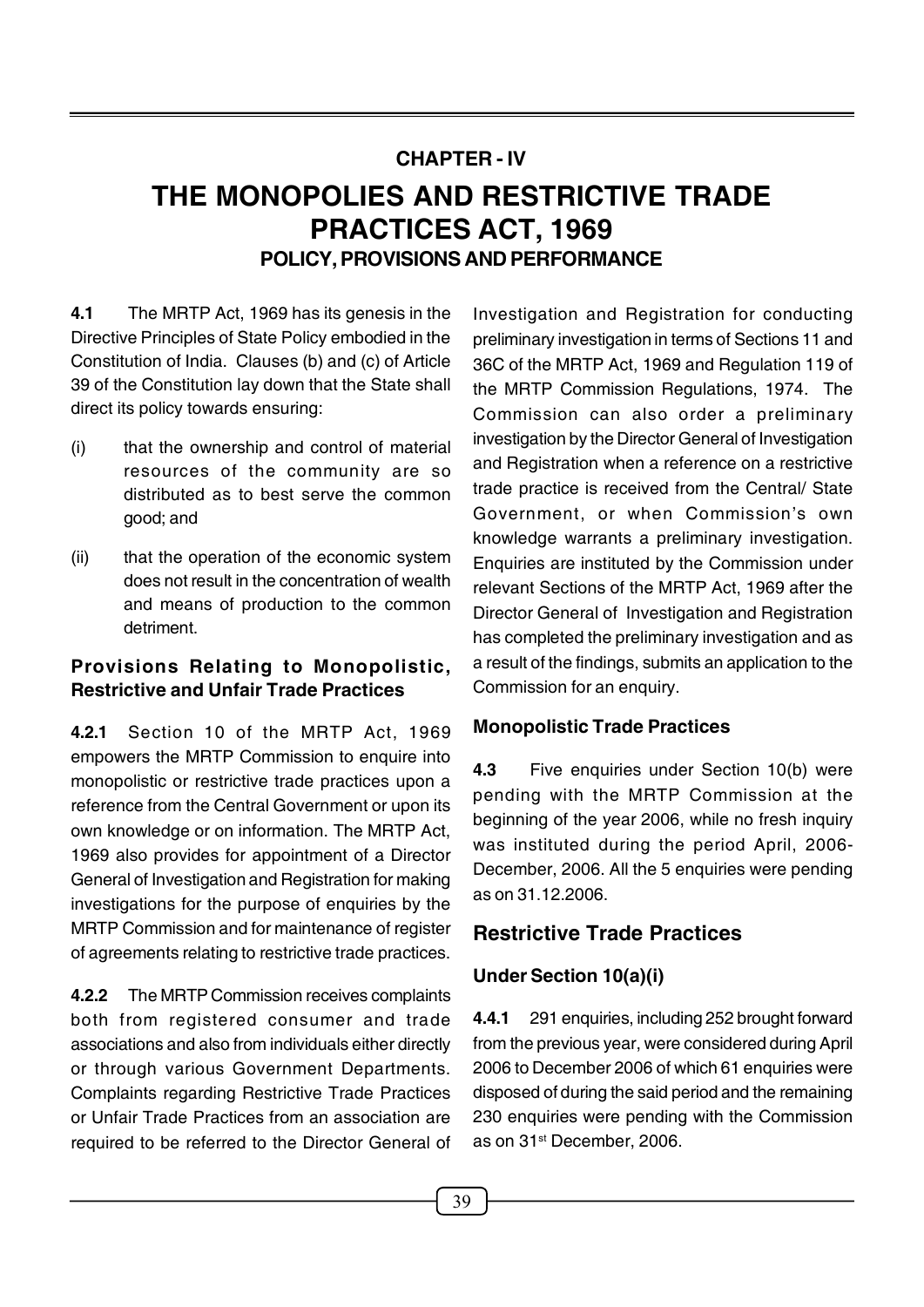## CHAPTER - IV

# THE MONOPOLIES AND RESTRICTIVE TRADE PRACTICES ACT, 1969

### POLICY, PROVISIONS AND PERFORMANCE

**4.1** The MRTP Act, 1969 has its genesis in the Directive Principles of State Policy embodied in the Constitution of India. Clauses (b) and (c) of Article 39 of the Constitution lay down that the State shall direct its policy towards ensuring:

(i) that the ownership and control of material resources of the community are so distributed as to best serve the common good; and

(ii) that the operation of the economic system does not result in the concentration of wealth and means of production to the common detriment.

### Provisions Relating to Monopolistic, Restrictive and Unfair Trade Practices

**4.2.1** Section 10 of the MRTP Act, 1969 empowers the MRTP Commission to enquire into monopolistic or restrictive trade practices upon a reference from the Central Government or upon its own knowledge or on information. The MRTP Act, 1969 also provides for appointment of a Director General of Investigation and Registration for making investigations for the purpose of enquiries by the MRTP Commission and for maintenance of register of agreements relating to restrictive trade practices.

**4.2.2** The MRTP Commission receives complaints both from registered consumer and trade associations and also from individuals either directly or through various Government Departments. Complaints regarding Restrictive Trade Practices or Unfair Trade Practices from an association are required to be referred to the Director General of Investigation and Registration for conducting preliminary investigation in terms of Sections 11 and 36C of the MRTP Act, 1969 and Regulation 119 of the MRTP Commission Regulations, 1974. The Commission can also order a preliminary investigation by the Director General of Investigation and Registration when a reference on a restrictive trade practice is received from the Central/ State Government, or when Commission's own knowledge warrants a preliminary investigation. Enquiries are instituted by the Commission under relevant Sections of the MRTP Act, 1969 after the Director General of Investigation and Registration has completed the preliminary investigation and as a result of the findings, submits an application to the Commission for an enquiry.

### Monopolistic Trade Practices

**4.3** Five enquiries under Section 10(b) were pending with the MRTP Commission at the beginning of the year 2006, while no fresh inquiry was instituted during the period April, 2006-December, 2006. All the 5 enquiries were pending as on 31.12.2006.

## Restrictive Trade Practices

### Under Section 10(a)(i)

**4.4.1** 291 enquiries, including 252 brought forward from the previous year, were considered during April 2006 to December 2006 of which 61 enquiries were disposed of during the said period and the remaining 230 enquiries were pending with the Commission as on 31st December, 2006.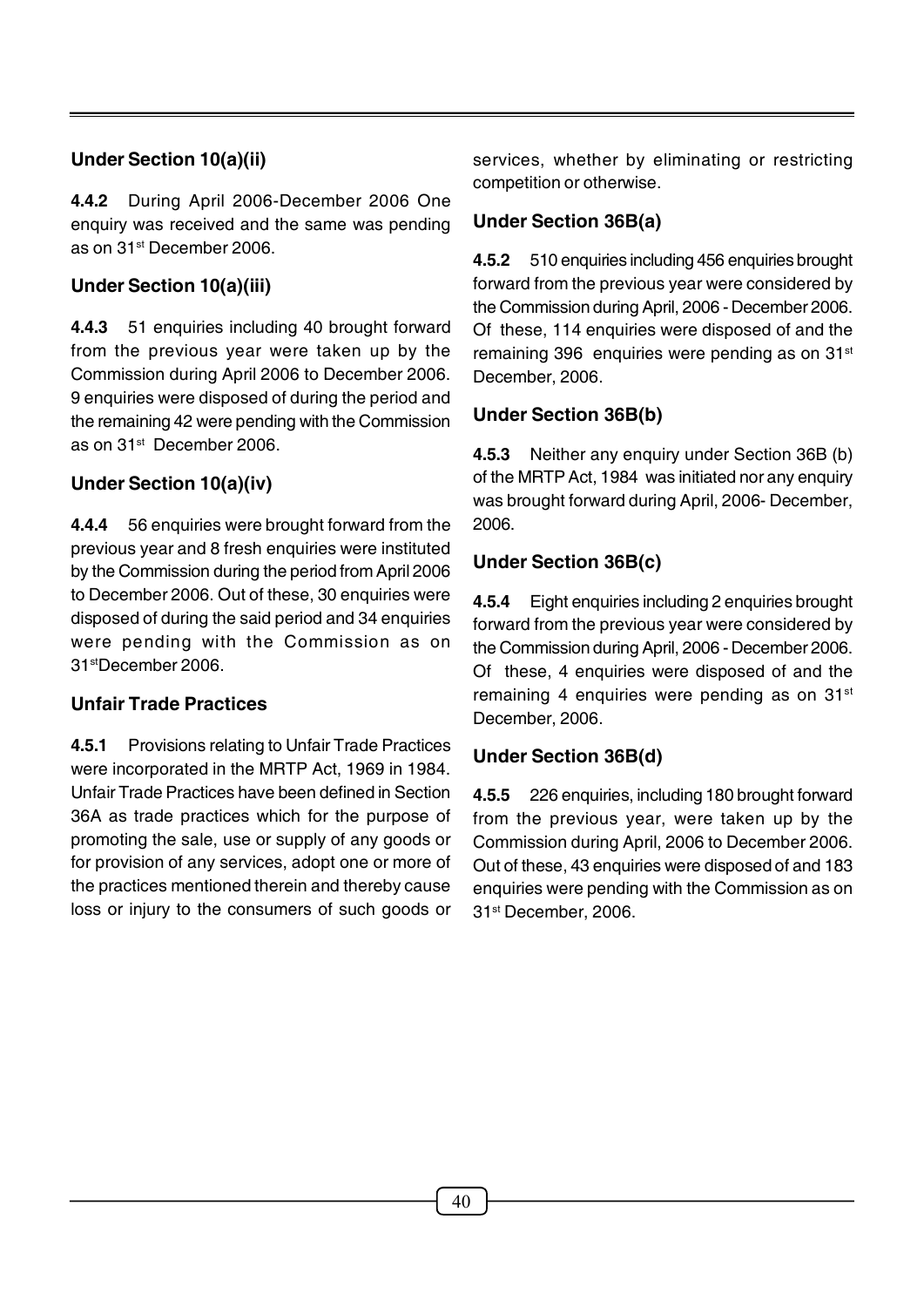### Under Section 10(a)(ii)

**4.4.2** During April 2006-December 2006 One enquiry was received and the same was pending as on 31st December 2006.

### Under Section 10(a)(iii)

**4.4.3** 51 enquiries including 40 brought forward from the previous year were taken up by the Commission during April 2006 to December 2006. 9 enquiries were disposed of during the period and the remaining 42 were pending with the Commission as on 31st December 2006.

### Under Section 10(a)(iv)

**4.4.4** 56 enquiries were brought forward from the previous year and 8 fresh enquiries were instituted by the Commission during the period from April 2006 to December 2006. Out of these, 30 enquiries were disposed of during the said period and 34 enquiries were pending with the Commission as on 31stDecember 2006.

### Unfair Trade Practices

**4.5.1** Provisions relating to Unfair Trade Practices were incorporated in the MRTP Act, 1969 in 1984. Unfair Trade Practices have been defined in Section 36A as trade practices which for the purpose of promoting the sale, use or supply of any goods or for provision of any services, adopt one or more of the practices mentioned therein and thereby cause loss or injury to the consumers of such goods or services, whether by eliminating or restricting competition or otherwise.

### Under Section 36B(a)

**4.5.2** 510 enquiries including 456 enquiries brought forward from the previous year were considered by the Commission during April, 2006 - December 2006. Of these, 114 enquiries were disposed of and the remaining 396 enquiries were pending as on 31st December, 2006.

### Under Section 36B(b)

**4.5.3** Neither any enquiry under Section 36B (b) of the MRTP Act, 1984 was initiated nor any enquiry was brought forward during April, 2006- December, 2006.

### Under Section 36B(c)

**4.5.4** Eight enquiries including 2 enquiries brought forward from the previous year were considered by the Commission during April, 2006 - December 2006. Of these, 4 enquiries were disposed of and the remaining 4 enquiries were pending as on 31st December, 2006.

### Under Section 36B(d)

**4.5.5** 226 enquiries, including 180 brought forward from the previous year, were taken up by the Commission during April, 2006 to December 2006. Out of these, 43 enquiries were disposed of and 183 enquiries were pending with the Commission as on 31st December, 2006.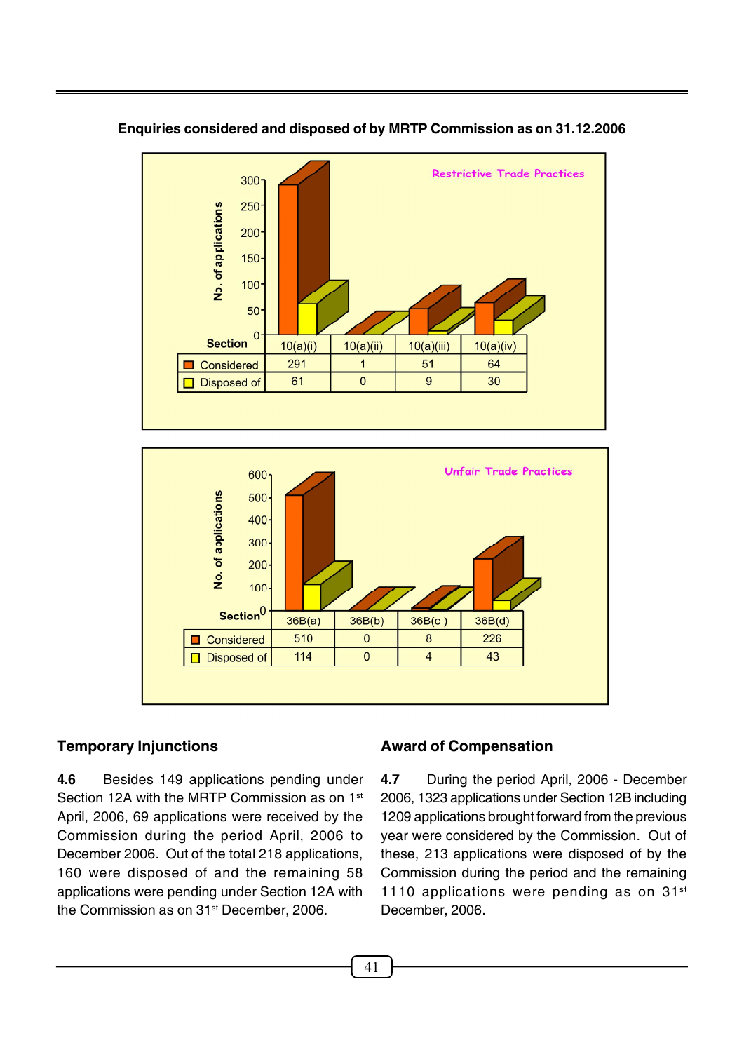**Enquiries considered and disposed of by MRTP Commission as on 31.12.2006**

**Restrictive Trade Practices**

| Section | 10(a)(i) | 10(a)(ii) | 10(a)(iii) | 10(a)(iv) |
|---|---|---|---|---|
| Considered | 291 | 1 | 51 | 64 |
| Disposed of | 61 | 0 | 9 | 30 |

**Unfair Trade Practices**

| Section | 36B(a) | 36B(b) | 36B(c ) | 36B(d) |
|---|---|---|---|---|
| Considered | 510 | 0 | 8 | 226 |
| Disposed of | 114 | 0 | 4 | 43 |

## Temporary Injunctions

**4.6** Besides 149 applications pending under Section 12A with the MRTP Commission as on 1st April, 2006, 69 applications were received by the Commission during the period April, 2006 to December 2006. Out of the total 218 applications, 160 were disposed of and the remaining 58 applications were pending under Section 12A with the Commission as on 31st December, 2006.

## Award of Compensation

**4.7** During the period April, 2006 - December 2006, 1323 applications under Section 12B including 1209 applications brought forward from the previous year were considered by the Commission. Out of these, 213 applications were disposed of by the Commission during the period and the remaining 1110 applications were pending as on 31st December, 2006.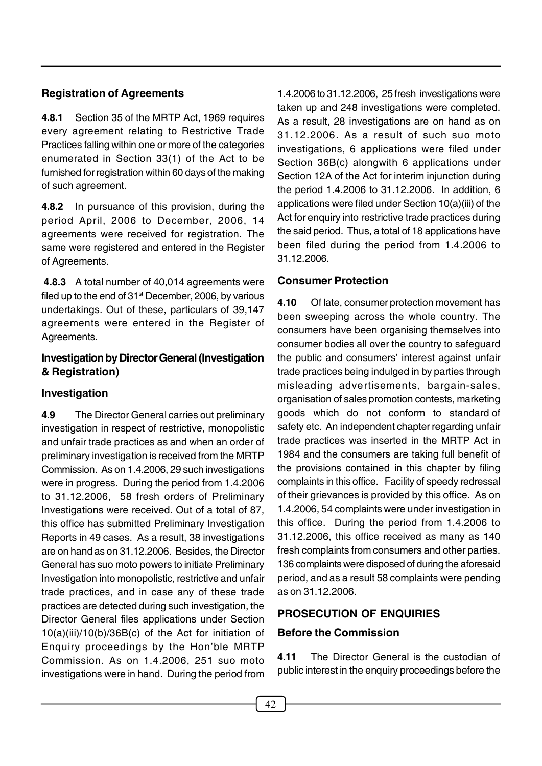### Registration of Agreements

**4.8.1** Section 35 of the MRTP Act, 1969 requires every agreement relating to Restrictive Trade Practices falling within one or more of the categories enumerated in Section 33(1) of the Act to be furnished for registration within 60 days of the making of such agreement.

**4.8.2** In pursuance of this provision, during the period April, 2006 to December, 2006, 14 agreements were received for registration. The same were registered and entered in the Register of Agreements.

**4.8.3** A total number of 40,014 agreements were filed up to the end of 31st December, 2006, by various undertakings. Out of these, particulars of 39,147 agreements were entered in the Register of Agreements.

### Investigation by Director General (Investigation & Registration)

### Investigation

**4.9** The Director General carries out preliminary investigation in respect of restrictive, monopolistic and unfair trade practices as and when an order of preliminary investigation is received from the MRTP Commission. As on 1.4.2006, 29 such investigations were in progress. During the period from 1.4.2006 to 31.12.2006, 58 fresh orders of Preliminary Investigations were received. Out of a total of 87, this office has submitted Preliminary Investigation Reports in 49 cases. As a result, 38 investigations are on hand as on 31.12.2006. Besides, the Director General has suo moto powers to initiate Preliminary Investigation into monopolistic, restrictive and unfair trade practices, and in case any of these trade practices are detected during such investigation, the Director General files applications under Section 10(a)(iii)/10(b)/36B(c) of the Act for initiation of Enquiry proceedings by the Hon'ble MRTP Commission. As on 1.4.2006, 251 suo moto investigations were in hand. During the period from 1.4.2006 to 31.12.2006, 25 fresh investigations were taken up and 248 investigations were completed. As a result, 28 investigations are on hand as on 31.12.2006. As a result of such suo moto investigations, 6 applications were filed under Section 36B(c) alongwith 6 applications under Section 12A of the Act for interim injunction during the period 1.4.2006 to 31.12.2006. In addition, 6 applications were filed under Section 10(a)(iii) of the Act for enquiry into restrictive trade practices during the said period. Thus, a total of 18 applications have been filed during the period from 1.4.2006 to 31.12.2006.

### Consumer Protection

**4.10** Of late, consumer protection movement has been sweeping across the whole country. The consumers have been organising themselves into consumer bodies all over the country to safeguard the public and consumers' interest against unfair trade practices being indulged in by parties through misleading advertisements, bargain-sales, organisation of sales promotion contests, marketing goods which do not conform to standard of safety etc. An independent chapter regarding unfair trade practices was inserted in the MRTP Act in 1984 and the consumers are taking full benefit of the provisions contained in this chapter by filing complaints in this office. Facility of speedy redressal of their grievances is provided by this office. As on 1.4.2006, 54 complaints were under investigation in this office. During the period from 1.4.2006 to 31.12.2006, this office received as many as 140 fresh complaints from consumers and other parties. 136 complaints were disposed of during the aforesaid period, and as a result 58 complaints were pending as on 31.12.2006.

## PROSECUTION OF ENQUIRIES

### Before the Commission

**4.11** The Director General is the custodian of public interest in the enquiry proceedings before the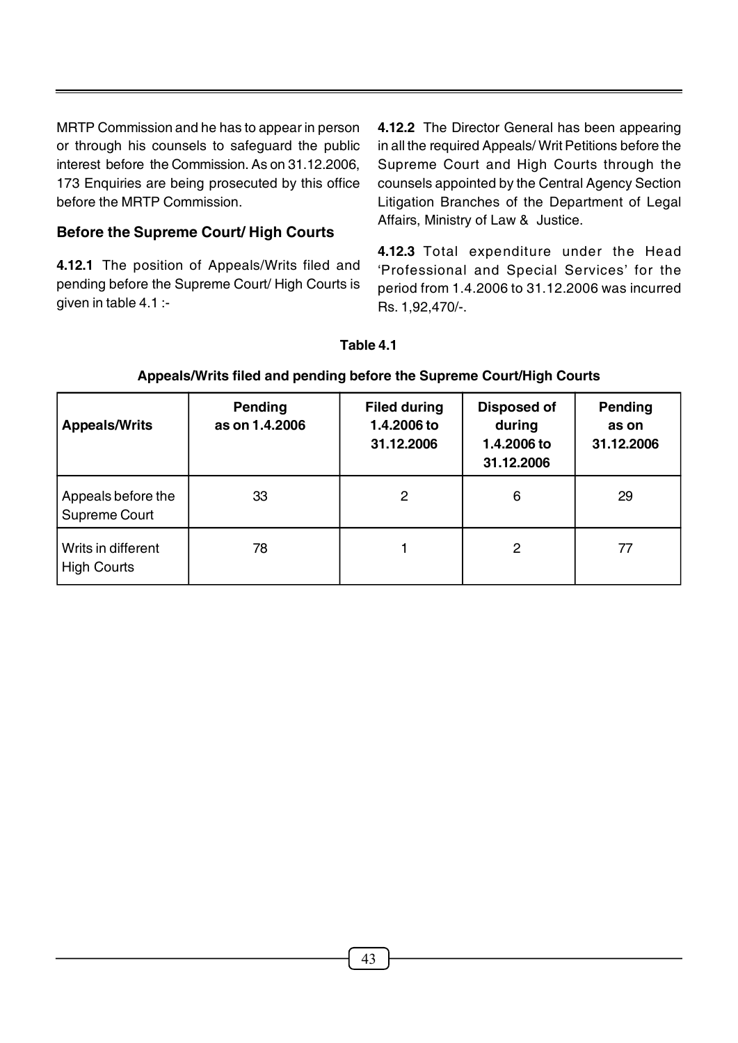MRTP Commission and he has to appear in person or through his counsels to safeguard the public interest before the Commission. As on 31.12.2006, 173 Enquiries are being prosecuted by this office before the MRTP Commission.

### Before the Supreme Court/ High Courts

**4.12.1** The position of Appeals/Writs filed and pending before the Supreme Court/ High Courts is given in table 4.1 :-

**4.12.2** The Director General has been appearing in all the required Appeals/ Writ Petitions before the Supreme Court and High Courts through the counsels appointed by the Central Agency Section Litigation Branches of the Department of Legal Affairs, Ministry of Law & Justice.

**4.12.3** Total expenditure under the Head 'Professional and Special Services' for the period from 1.4.2006 to 31.12.2006 was incurred Rs. 1,92,470/-.

**Table 4.1**

**Appeals/Writs filed and pending before the Supreme Court/High Courts**

| Appeals/Writs | Pending as on 1.4.2006 | Filed during 1.4.2006 to 31.12.2006 | Disposed of during 1.4.2006 to 31.12.2006 | Pending as on 31.12.2006 |
|---|---|---|---|---|
| Appeals before the Supreme Court | 33 | 2 | 6 | 29 |
| Writs in different High Courts | 78 | 1 | 2 | 77 |